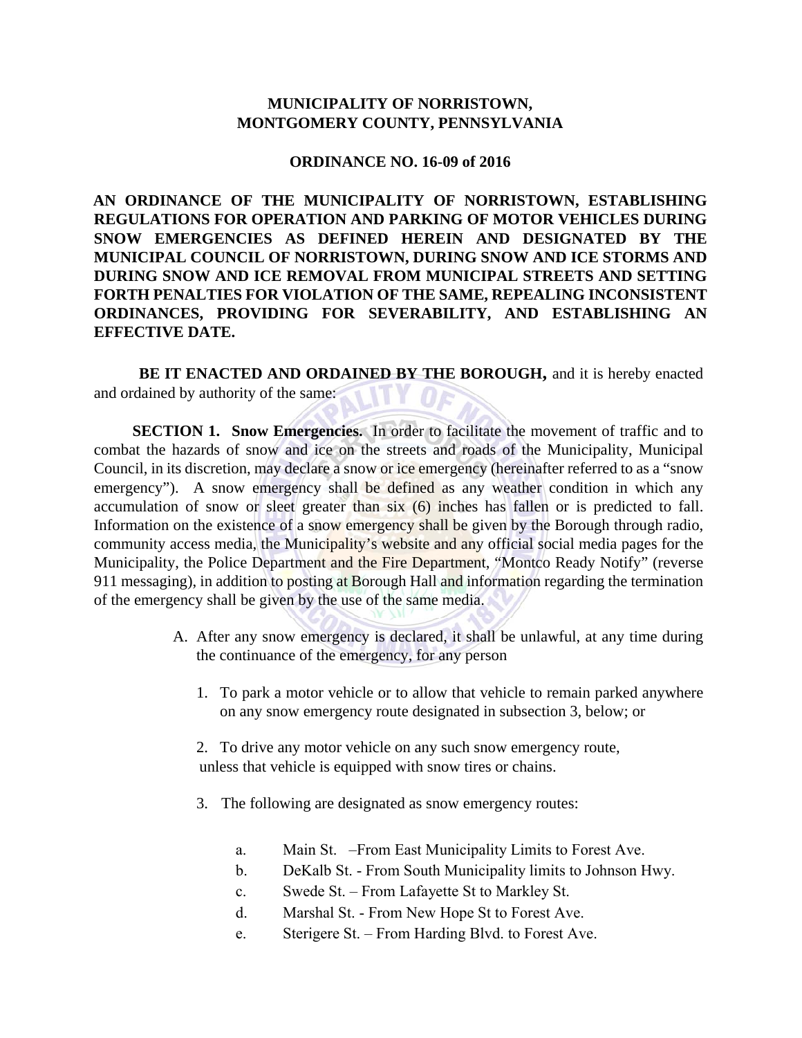**MUNICIPALITY OF NORRISTOWN,**
**MONTGOMERY COUNTY, PENNSYLVANIA**

**ORDINANCE NO. 16-09 of 2016**

**AN ORDINANCE OF THE MUNICIPALITY OF NORRISTOWN, ESTABLISHING REGULATIONS FOR OPERATION AND PARKING OF MOTOR VEHICLES DURING SNOW EMERGENCIES AS DEFINED HEREIN AND DESIGNATED BY THE MUNICIPAL COUNCIL OF NORRISTOWN, DURING SNOW AND ICE STORMS AND DURING SNOW AND ICE REMOVAL FROM MUNICIPAL STREETS AND SETTING FORTH PENALTIES FOR VIOLATION OF THE SAME, REPEALING INCONSISTENT ORDINANCES, PROVIDING FOR SEVERABILITY, AND ESTABLISHING AN EFFECTIVE DATE.**

**BE IT ENACTED AND ORDAINED BY THE BOROUGH,** and it is hereby enacted and ordained by authority of the same:

**SECTION 1. Snow Emergencies.** In order to facilitate the movement of traffic and to combat the hazards of snow and ice on the streets and roads of the Municipality, Municipal Council, in its discretion, may declare a snow or ice emergency (hereinafter referred to as a "snow emergency"). A snow emergency shall be defined as any weather condition in which any accumulation of snow or sleet greater than six (6) inches has fallen or is predicted to fall. Information on the existence of a snow emergency shall be given by the Borough through radio, community access media, the Municipality's website and any official social media pages for the Municipality, the Police Department and the Fire Department, "Montco Ready Notify" (reverse 911 messaging), in addition to posting at Borough Hall and information regarding the termination of the emergency shall be given by the use of the same media.

A. After any snow emergency is declared, it shall be unlawful, at any time during the continuance of the emergency, for any person

1. To park a motor vehicle or to allow that vehicle to remain parked anywhere on any snow emergency route designated in subsection 3, below; or

2. To drive any motor vehicle on any such snow emergency route, unless that vehicle is equipped with snow tires or chains.

3. The following are designated as snow emergency routes:

   a. Main St. –From East Municipality Limits to Forest Ave.
   b. DeKalb St. - From South Municipality limits to Johnson Hwy.
   c. Swede St. – From Lafayette St to Markley St.
   d. Marshal St. - From New Hope St to Forest Ave.
   e. Sterigere St. – From Harding Blvd. to Forest Ave.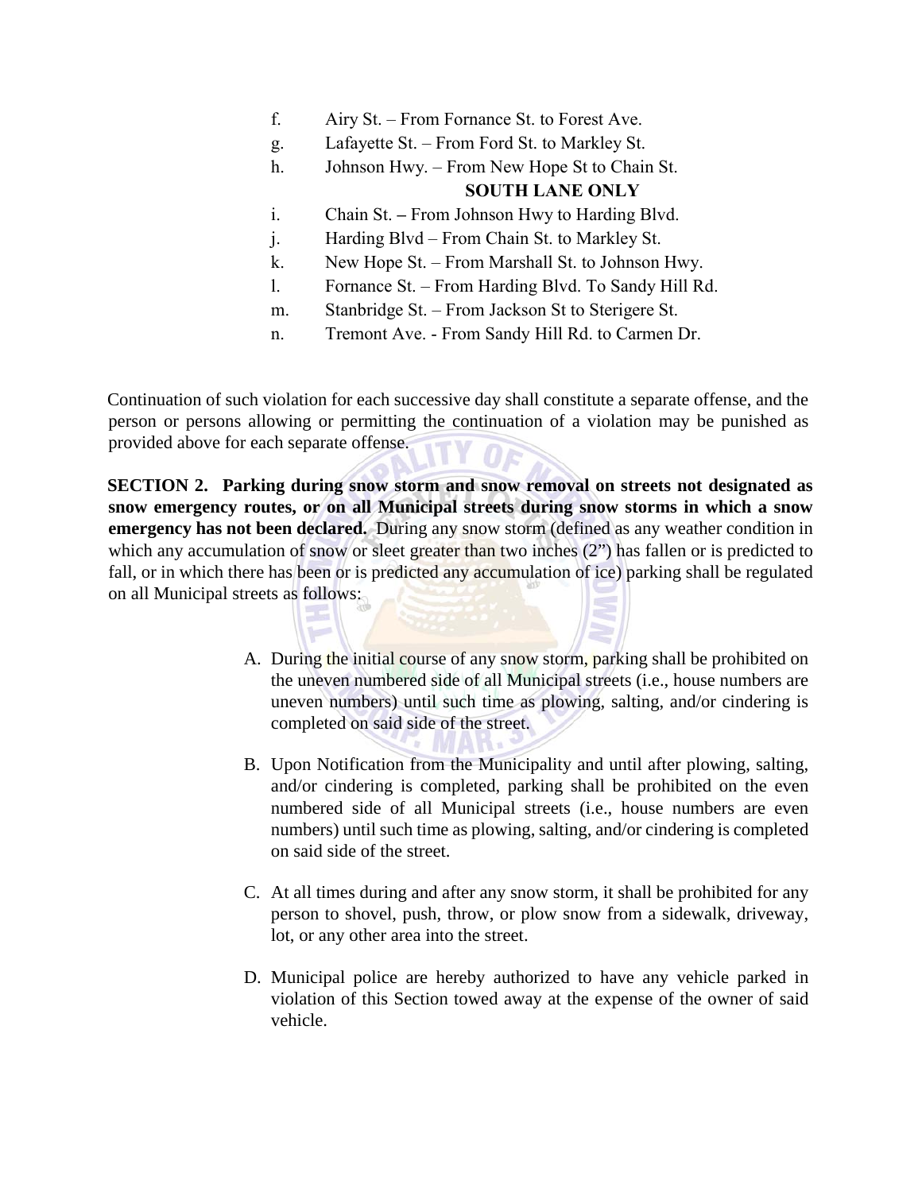f. Airy St. – From Fornance St. to Forest Ave.
g. Lafayette St. – From Ford St. to Markley St.
h. Johnson Hwy. – From New Hope St to Chain St.

**SOUTH LANE ONLY**

i. Chain St. – From Johnson Hwy to Harding Blvd.
j. Harding Blvd – From Chain St. to Markley St.
k. New Hope St. – From Marshall St. to Johnson Hwy.
l. Fornance St. – From Harding Blvd. To Sandy Hill Rd.
m. Stanbridge St. – From Jackson St to Sterigere St.
n. Tremont Ave. - From Sandy Hill Rd. to Carmen Dr.

Continuation of such violation for each successive day shall constitute a separate offense, and the person or persons allowing or permitting the continuation of a violation may be punished as provided above for each separate offense.

**SECTION 2. Parking during snow storm and snow removal on streets not designated as snow emergency routes, or on all Municipal streets during snow storms in which a snow emergency has not been declared.** During any snow storm (defined as any weather condition in which any accumulation of snow or sleet greater than two inches (2") has fallen or is predicted to fall, or in which there has been or is predicted any accumulation of ice) parking shall be regulated on all Municipal streets as follows:

A. During the initial course of any snow storm, parking shall be prohibited on the uneven numbered side of all Municipal streets (i.e., house numbers are uneven numbers) until such time as plowing, salting, and/or cindering is completed on said side of the street.

B. Upon Notification from the Municipality and until after plowing, salting, and/or cindering is completed, parking shall be prohibited on the even numbered side of all Municipal streets (i.e., house numbers are even numbers) until such time as plowing, salting, and/or cindering is completed on said side of the street.

C. At all times during and after any snow storm, it shall be prohibited for any person to shovel, push, throw, or plow snow from a sidewalk, driveway, lot, or any other area into the street.

D. Municipal police are hereby authorized to have any vehicle parked in violation of this Section towed away at the expense of the owner of said vehicle.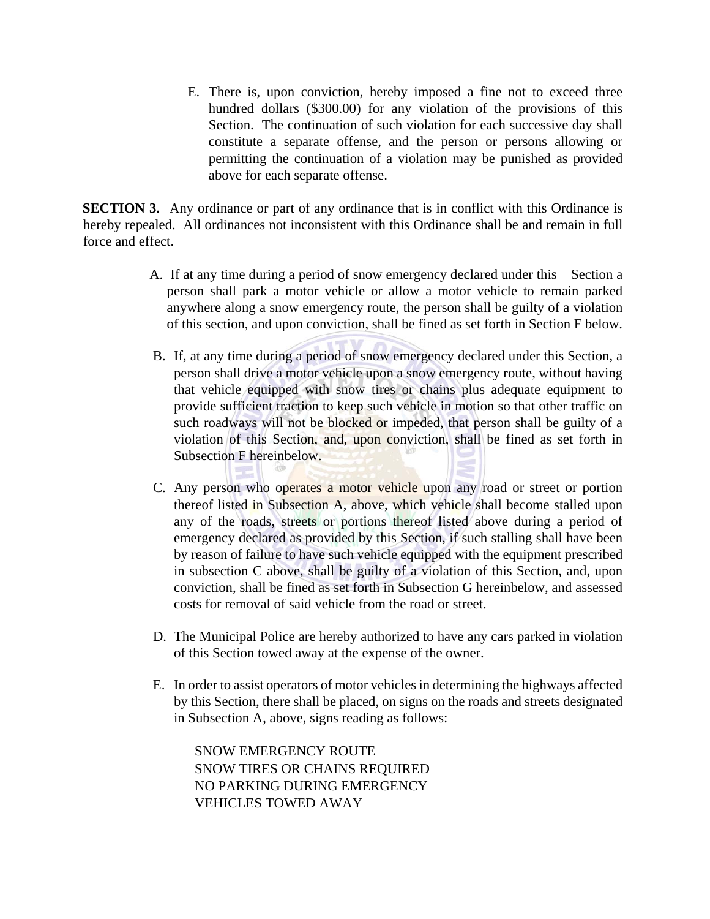E. There is, upon conviction, hereby imposed a fine not to exceed three hundred dollars ($300.00) for any violation of the provisions of this Section. The continuation of such violation for each successive day shall constitute a separate offense, and the person or persons allowing or permitting the continuation of a violation may be punished as provided above for each separate offense.

**SECTION 3.** Any ordinance or part of any ordinance that is in conflict with this Ordinance is hereby repealed. All ordinances not inconsistent with this Ordinance shall be and remain in full force and effect.

A. If at any time during a period of snow emergency declared under this Section a person shall park a motor vehicle or allow a motor vehicle to remain parked anywhere along a snow emergency route, the person shall be guilty of a violation of this section, and upon conviction, shall be fined as set forth in Section F below.

B. If, at any time during a period of snow emergency declared under this Section, a person shall drive a motor vehicle upon a snow emergency route, without having that vehicle equipped with snow tires or chains plus adequate equipment to provide sufficient traction to keep such vehicle in motion so that other traffic on such roadways will not be blocked or impeded, that person shall be guilty of a violation of this Section, and, upon conviction, shall be fined as set forth in Subsection F hereinbelow.

C. Any person who operates a motor vehicle upon any road or street or portion thereof listed in Subsection A, above, which vehicle shall become stalled upon any of the roads, streets or portions thereof listed above during a period of emergency declared as provided by this Section, if such stalling shall have been by reason of failure to have such vehicle equipped with the equipment prescribed in subsection C above, shall be guilty of a violation of this Section, and, upon conviction, shall be fined as set forth in Subsection G hereinbelow, and assessed costs for removal of said vehicle from the road or street.

D. The Municipal Police are hereby authorized to have any cars parked in violation of this Section towed away at the expense of the owner.

E. In order to assist operators of motor vehicles in determining the highways affected by this Section, there shall be placed, on signs on the roads and streets designated in Subsection A, above, signs reading as follows:

SNOW EMERGENCY ROUTE
SNOW TIRES OR CHAINS REQUIRED
NO PARKING DURING EMERGENCY
VEHICLES TOWED AWAY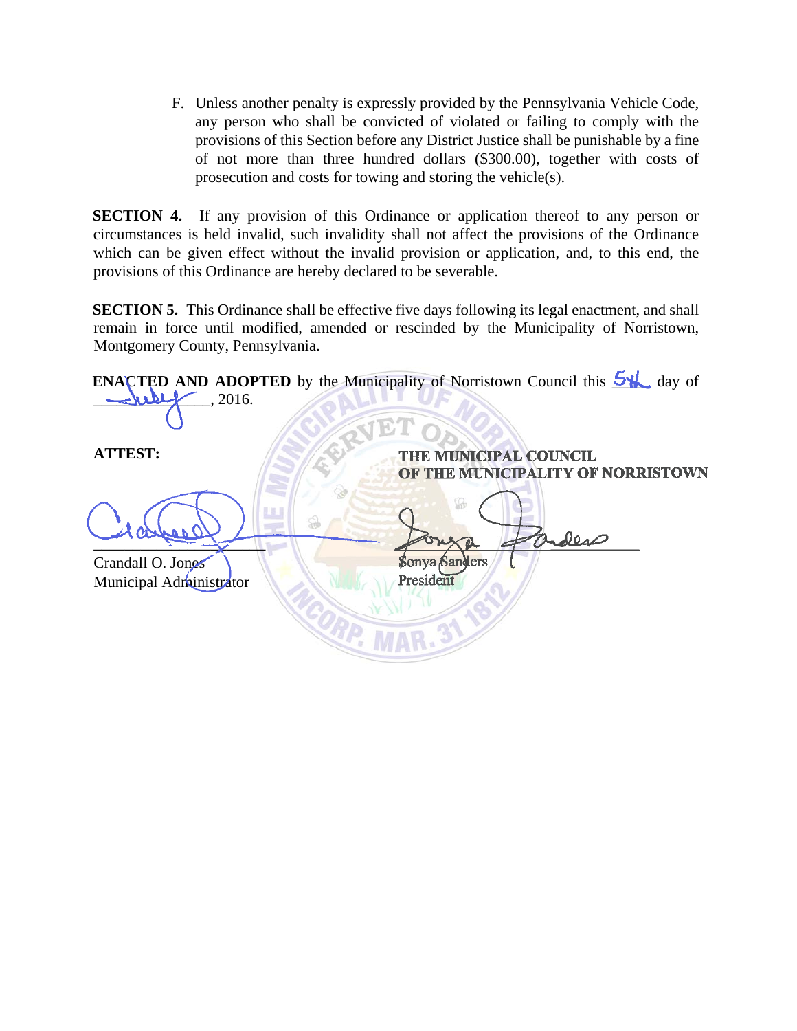F. Unless another penalty is expressly provided by the Pennsylvania Vehicle Code, any person who shall be convicted of violated or failing to comply with the provisions of this Section before any District Justice shall be punishable by a fine of not more than three hundred dollars ($300.00), together with costs of prosecution and costs for towing and storing the vehicle(s).

**SECTION 4.** If any provision of this Ordinance or application thereof to any person or circumstances is held invalid, such invalidity shall not affect the provisions of the Ordinance which can be given effect without the invalid provision or application, and, to this end, the provisions of this Ordinance are hereby declared to be severable.

**SECTION 5.** This Ordinance shall be effective five days following its legal enactment, and shall remain in force until modified, amended or rescinded by the Municipality of Norristown, Montgomery County, Pennsylvania.

**ENACTED AND ADOPTED** by the Municipality of Norristown Council this 5th day of July, 2016.

**ATTEST:**

Crandall O. Jones
Municipal Administrator

**THE MUNICIPAL COUNCIL OF THE MUNICIPALITY OF NORRISTOWN**

Sonya Sanders
President